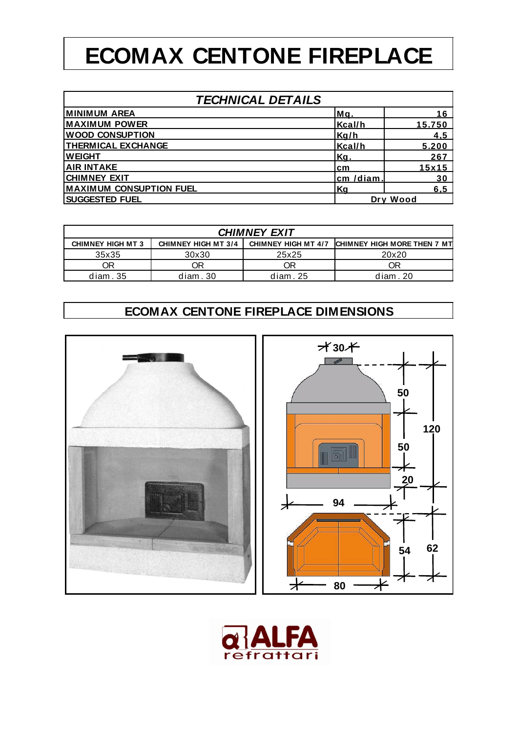# ECOMAX CENTONE FIREPLACE

| TECHNICAL DETAILS | | |
|---|---|---|
| MINIMUM AREA | Mq. | 16 |
| MAXIMUM POWER | Kcal/h | 15.750 |
| WOOD CONSUPTION | Kg/h | 4,5 |
| THERMICAL EXCHANGE | Kcal/h | 5.200 |
| WEIGHT | Kg. | 267 |
| AIR INTAKE | cm | 15x15 |
| CHIMNEY EXIT | cm /diam. | 30 |
| MAXIMUM CONSUPTION FUEL | Kg | 6,5 |
| SUGGESTED FUEL | Dry Wood | |

| CHIMNEY EXIT | | | |
|---|---|---|---|
| CHIMNEY HIGH MT 3 | CHIMNEY HIGH MT 3/4 | CHIMNEY HIGH MT 4/7 | CHIMNEY HIGH MORE THEN 7 MT |
| 35x35 | 30x30 | 25x25 | 20x20 |
| OR | OR | OR | OR |
| diam . 35 | diam . 30 | diam . 25 | diam . 20 |

## ECOMAX CENTONE FIREPLACE DIMENSIONS

30, 50, 50, 20, 120, 94, 54, 62, 80

ALFA refrattari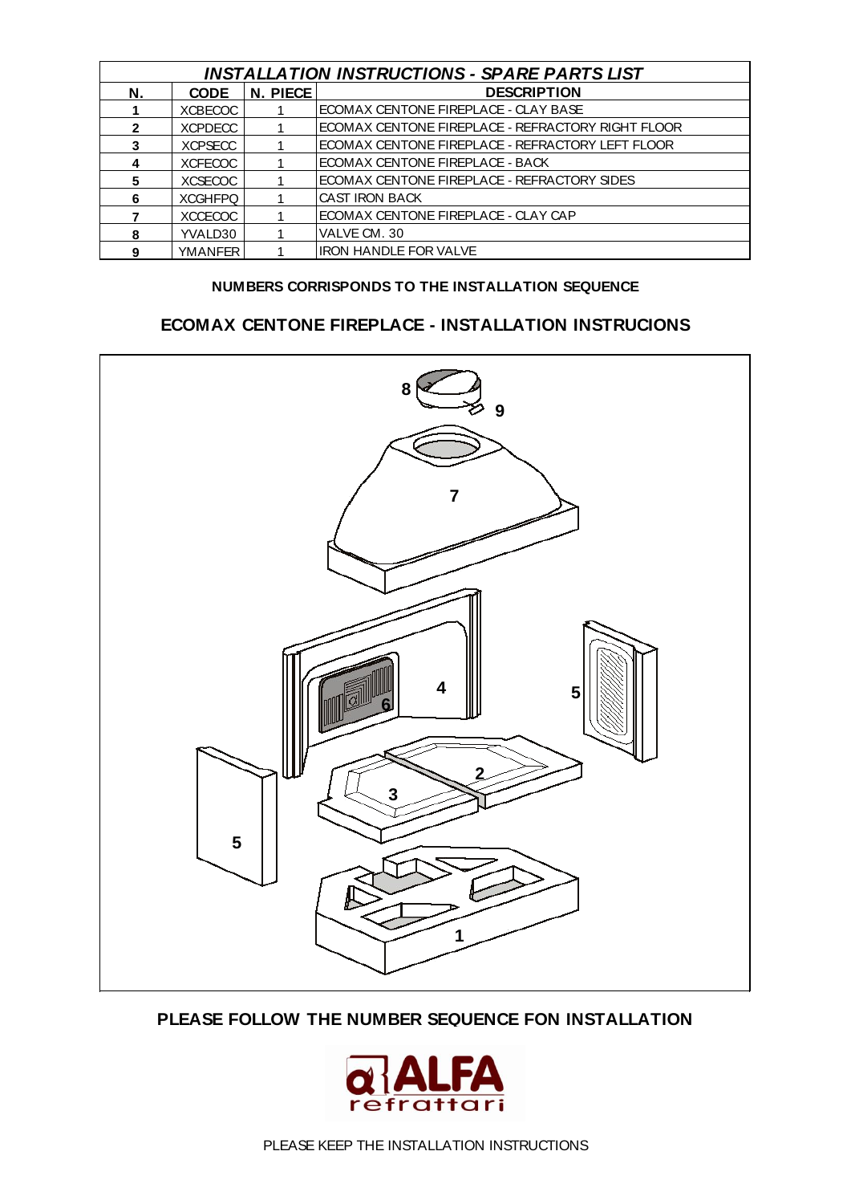| INSTALLATION INSTRUCTIONS - SPARE PARTS LIST | | | |
|---|---|---|---|
| N. | CODE | N. PIECE | DESCRIPTION |
| 1 | XCBECOC | 1 | ECOMAX CENTONE FIREPLACE - CLAY BASE |
| 2 | XCPDECC | 1 | ECOMAX CENTONE FIREPLACE - REFRACTORY RIGHT FLOOR |
| 3 | XCPSECC | 1 | ECOMAX CENTONE FIREPLACE - REFRACTORY LEFT FLOOR |
| 4 | XCFECOC | 1 | ECOMAX CENTONE FIREPLACE - BACK |
| 5 | XCSECOC | 1 | ECOMAX CENTONE FIREPLACE - REFRACTORY SIDES |
| 6 | XCGHFPQ | 1 | CAST IRON BACK |
| 7 | XCCECOC | 1 | ECOMAX CENTONE FIREPLACE - CLAY CAP |
| 8 | YVALD30 | 1 | VALVE CM. 30 |
| 9 | YMANFER | 1 | IRON HANDLE FOR VALVE |

**NUMBERS CORRISPONDS TO THE INSTALLATION SEQUENCE**

## ECOMAX CENTONE FIREPLACE - INSTALLATION INSTRUCIONS

8
9
7
4
6
5
2
3
5
1

**PLEASE FOLLOW THE NUMBER SEQUENCE FON INSTALLATION**

ALFA refrattari

PLEASE KEEP THE INSTALLATION INSTRUCTIONS